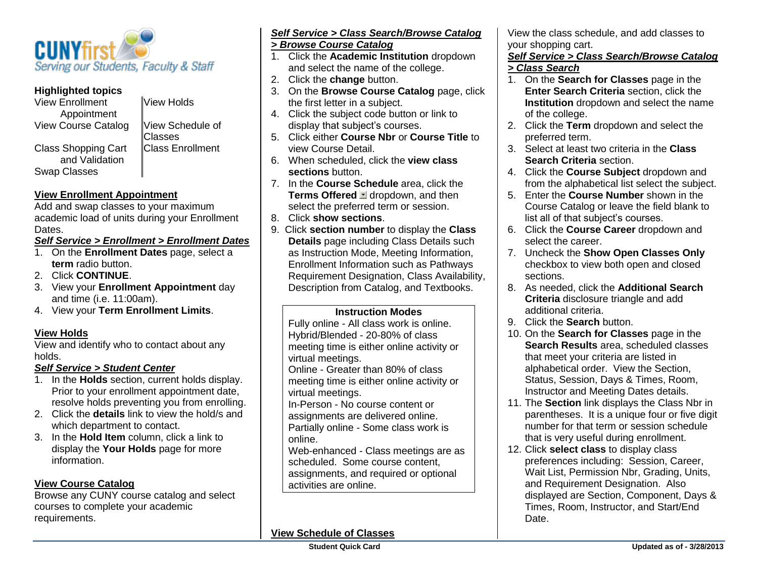CUNYfirst
*Serving our Students, Faculty & Staff*

**Highlighted topics**

| | |
|---|---|
| View Enrollment Appointment | View Holds |
| View Course Catalog | View Schedule of Classes |
| Class Shopping Cart and Validation | Class Enrollment |
| Swap Classes | |

## View Enrollment Appointment

Add and swap classes to your maximum academic load of units during your Enrollment Dates.

***Self Service > Enrollment > Enrollment Dates***

1. On the **Enrollment Dates** page, select a **term** radio button.
2. Click **CONTINUE**.
3. View your **Enrollment Appointment** day and time (i.e. 11:00am).
4. View your **Term Enrollment Limits**.

## View Holds

View and identify who to contact about any holds.

***Self Service > Student Center***

1. In the **Holds** section, current holds display. Prior to your enrollment appointment date, resolve holds preventing you from enrolling.
2. Click the **details** link to view the hold/s and which department to contact.
3. In the **Hold Item** column, click a link to display the **Your Holds** page for more information.

## View Course Catalog

Browse any CUNY course catalog and select courses to complete your academic requirements.

***Self Service > Class Search/Browse Catalog > Browse Course Catalog***

1. Click the **Academic Institution** dropdown and select the name of the college.
2. Click the **change** button.
3. On the **Browse Course Catalog** page, click the first letter in a subject.
4. Click the subject code button or link to display that subject's courses.
5. Click either **Course Nbr** or **Course Title** to view Course Detail.
6. When scheduled, click the **view class sections** button.
7. In the **Course Schedule** area, click the **Terms Offered** dropdown, and then select the preferred term or session.
8. Click **show sections**.
9. Click **section number** to display the **Class Details** page including Class Details such as Instruction Mode, Meeting Information, Enrollment Information such as Pathways Requirement Designation, Class Availability, Description from Catalog, and Textbooks.

**Instruction Modes**

Fully online - All class work is online.
Hybrid/Blended - 20-80% of class meeting time is either online activity or virtual meetings.
Online - Greater than 80% of class meeting time is either online activity or virtual meetings.
In-Person - No course content or assignments are delivered online.
Partially online - Some class work is online.
Web-enhanced - Class meetings are as scheduled. Some course content, assignments, and required or optional activities are online.

## View Schedule of Classes

View the class schedule, and add classes to your shopping cart.

***Self Service > Class Search/Browse Catalog > Class Search***

1. On the **Search for Classes** page in the **Enter Search Criteria** section, click the **Institution** dropdown and select the name of the college.
2. Click the **Term** dropdown and select the preferred term.
3. Select at least two criteria in the **Class Search Criteria** section.
4. Click the **Course Subject** dropdown and from the alphabetical list select the subject.
5. Enter the **Course Number** shown in the Course Catalog or leave the field blank to list all of that subject's courses.
6. Click the **Course Career** dropdown and select the career.
7. Uncheck the **Show Open Classes Only** checkbox to view both open and closed sections.
8. As needed, click the **Additional Search Criteria** disclosure triangle and add additional criteria.
9. Click the **Search** button.
10. On the **Search for Classes** page in the **Search Results** area, scheduled classes that meet your criteria are listed in alphabetical order. View the Section, Status, Session, Days & Times, Room, Instructor and Meeting Dates details.
11. The **Section** link displays the Class Nbr in parentheses. It is a unique four or five digit number for that term or session schedule that is very useful during enrollment.
12. Click **select class** to display class preferences including: Session, Career, Wait List, Permission Nbr, Grading, Units, and Requirement Designation. Also displayed are Section, Component, Days & Times, Room, Instructor, and Start/End Date.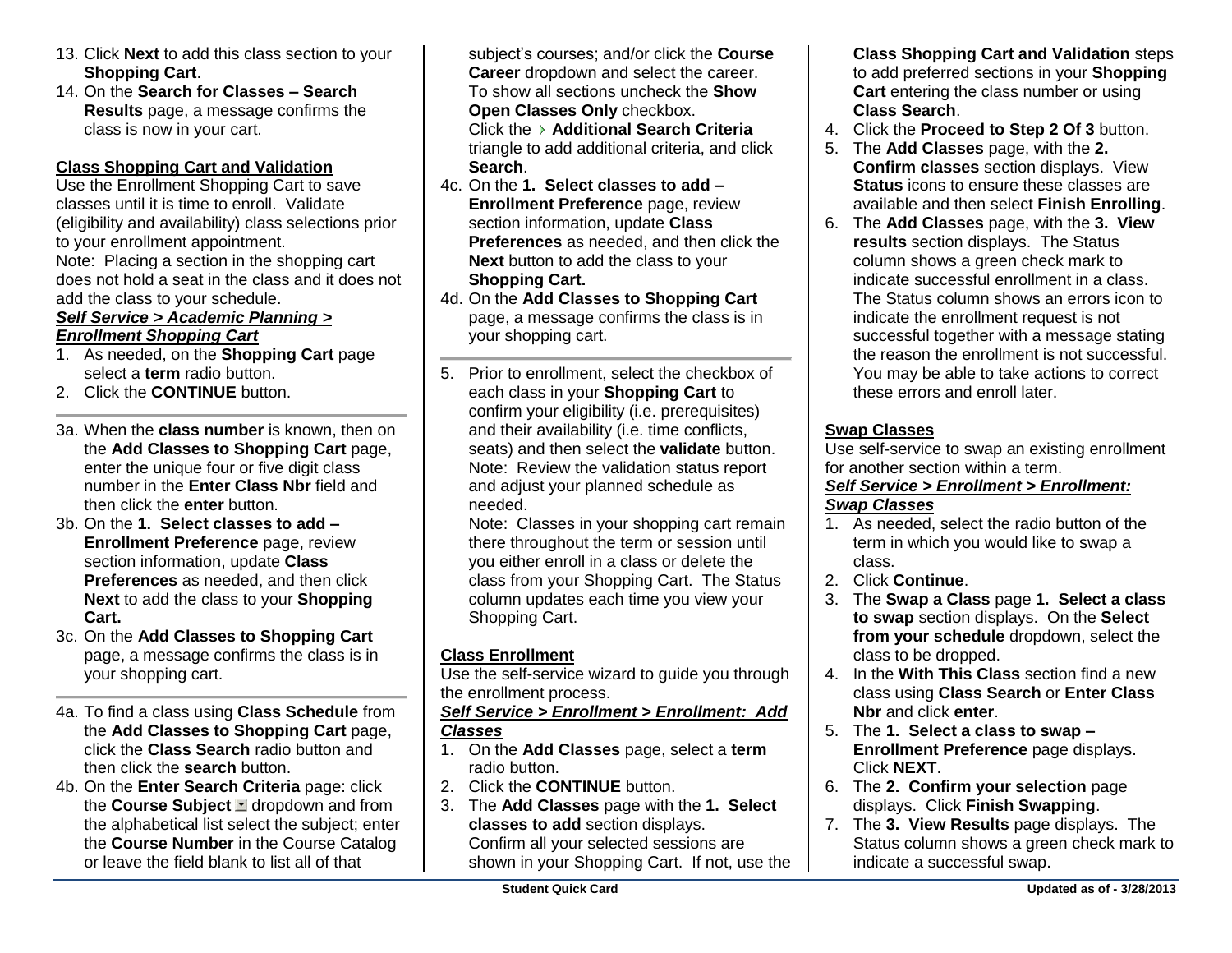13. Click **Next** to add this class section to your **Shopping Cart**.
14. On the **Search for Classes – Search Results** page, a message confirms the class is now in your cart.

**Class Shopping Cart and Validation**

Use the Enrollment Shopping Cart to save classes until it is time to enroll. Validate (eligibility and availability) class selections prior to your enrollment appointment.

Note: Placing a section in the shopping cart does not hold a seat in the class and it does not add the class to your schedule.

***Self Service > Academic Planning > Enrollment Shopping Cart***

1. As needed, on the **Shopping Cart** page select a **term** radio button.
2. Click the **CONTINUE** button.

---

3a. When the **class number** is known, then on the **Add Classes to Shopping Cart** page, enter the unique four or five digit class number in the **Enter Class Nbr** field and then click the **enter** button.

3b. On the **1. Select classes to add – Enrollment Preference** page, review section information, update **Class Preferences** as needed, and then click **Next** to add the class to your **Shopping Cart.**

3c. On the **Add Classes to Shopping Cart** page, a message confirms the class is in your shopping cart.

---

4a. To find a class using **Class Schedule** from the **Add Classes to Shopping Cart** page, click the **Class Search** radio button and then click the **search** button.

4b. On the **Enter Search Criteria** page: click the **Course Subject** dropdown and from the alphabetical list select the subject; enter the **Course Number** in the Course Catalog or leave the field blank to list all of that subject's courses; and/or click the **Course Career** dropdown and select the career. To show all sections uncheck the **Show Open Classes Only** checkbox. Click the **Additional Search Criteria** triangle to add additional criteria, and click **Search**.

4c. On the **1. Select classes to add – Enrollment Preference** page, review section information, update **Class Preferences** as needed, and then click the **Next** button to add the class to your **Shopping Cart.**

4d. On the **Add Classes to Shopping Cart** page, a message confirms the class is in your shopping cart.

---

5. Prior to enrollment, select the checkbox of each class in your **Shopping Cart** to confirm your eligibility (i.e. prerequisites) and their availability (i.e. time conflicts, seats) and then select the **validate** button.
   Note: Review the validation status report and adjust your planned schedule as needed.
   Note: Classes in your shopping cart remain there throughout the term or session until you either enroll in a class or delete the class from your Shopping Cart. The Status column updates each time you view your Shopping Cart.

**Class Enrollment**

Use the self-service wizard to guide you through the enrollment process.

***Self Service > Enrollment > Enrollment: Add Classes***

1. On the **Add Classes** page, select a **term** radio button.
2. Click the **CONTINUE** button.
3. The **Add Classes** page with the **1. Select classes to add** section displays.
   Confirm all your selected sessions are shown in your Shopping Cart. If not, use the **Class Shopping Cart and Validation** steps to add preferred sections in your **Shopping Cart** entering the class number or using **Class Search**.
4. Click the **Proceed to Step 2 Of 3** button.
5. The **Add Classes** page, with the **2. Confirm classes** section displays. View **Status** icons to ensure these classes are available and then select **Finish Enrolling**.
6. The **Add Classes** page, with the **3. View results** section displays. The Status column shows a green check mark to indicate successful enrollment in a class. The Status column shows an errors icon to indicate the enrollment request is not successful together with a message stating the reason the enrollment is not successful. You may be able to take actions to correct these errors and enroll later.

**Swap Classes**

Use self-service to swap an existing enrollment for another section within a term.

***Self Service > Enrollment > Enrollment: Swap Classes***

1. As needed, select the radio button of the term in which you would like to swap a class.
2. Click **Continue**.
3. The **Swap a Class** page **1. Select a class to swap** section displays. On the **Select from your schedule** dropdown, select the class to be dropped.
4. In the **With This Class** section find a new class using **Class Search** or **Enter Class Nbr** and click **enter**.
5. The **1. Select a class to swap – Enrollment Preference** page displays. Click **NEXT**.
6. The **2. Confirm your selection** page displays. Click **Finish Swapping**.
7. The **3. View Results** page displays. The Status column shows a green check mark to indicate a successful swap.